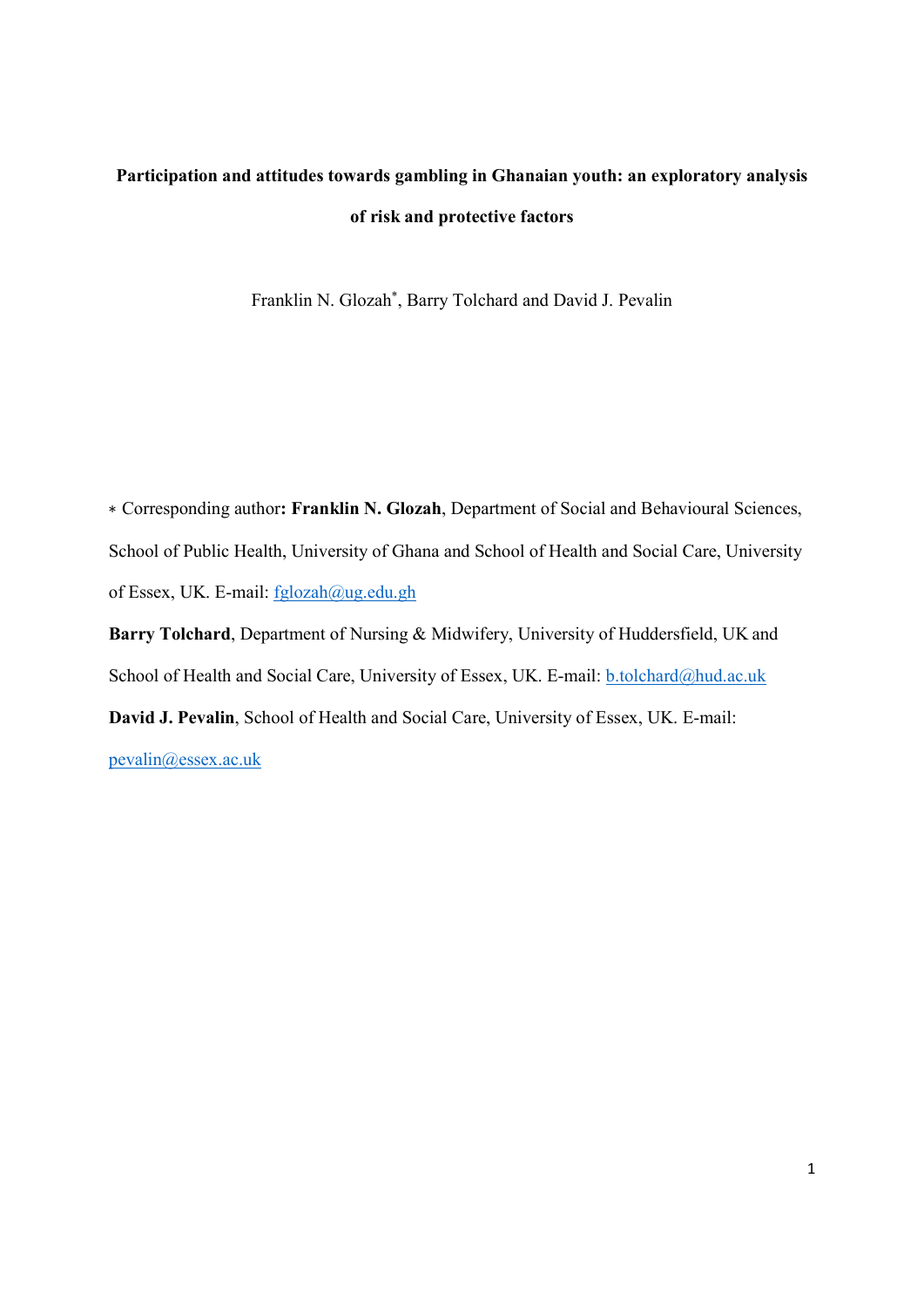# Participation and attitudes towards gambling in Ghanaian youth: an exploratory analysis of risk and protective factors

Franklin N. Glozah*, Barry Tolchard and David J. Pevalin

* Corresponding author: **Franklin N. Glozah**, Department of Social and Behavioural Sciences, School of Public Health, University of Ghana and School of Health and Social Care, University of Essex, UK. E-mail: fglozah@ug.edu.gh

**Barry Tolchard**, Department of Nursing & Midwifery, University of Huddersfield, UK and School of Health and Social Care, University of Essex, UK. E-mail: b.tolchard@hud.ac.uk

**David J. Pevalin**, School of Health and Social Care, University of Essex, UK. E-mail: pevalin@essex.ac.uk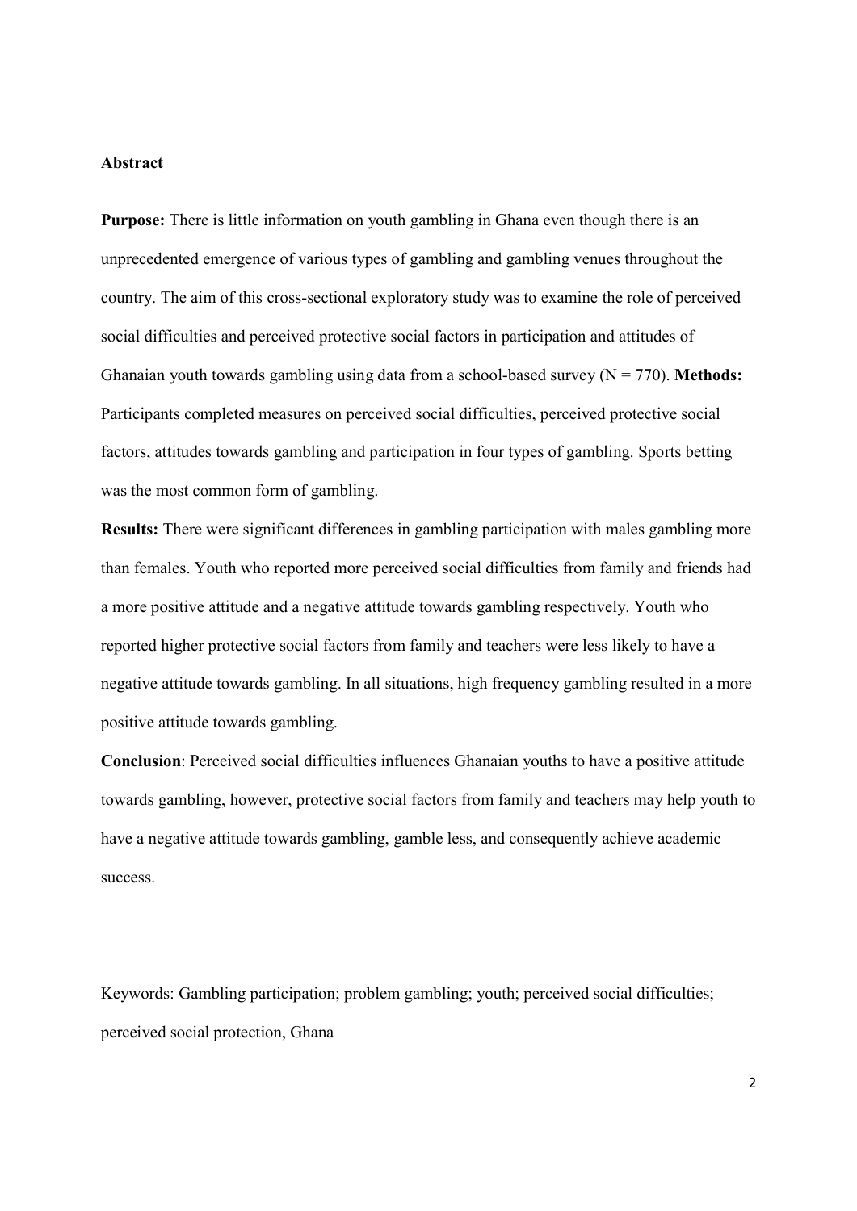**Abstract**

**Purpose:** There is little information on youth gambling in Ghana even though there is an unprecedented emergence of various types of gambling and gambling venues throughout the country. The aim of this cross-sectional exploratory study was to examine the role of perceived social difficulties and perceived protective social factors in participation and attitudes of Ghanaian youth towards gambling using data from a school-based survey (N = 770). **Methods:** Participants completed measures on perceived social difficulties, perceived protective social factors, attitudes towards gambling and participation in four types of gambling. Sports betting was the most common form of gambling.

**Results:** There were significant differences in gambling participation with males gambling more than females. Youth who reported more perceived social difficulties from family and friends had a more positive attitude and a negative attitude towards gambling respectively. Youth who reported higher protective social factors from family and teachers were less likely to have a negative attitude towards gambling. In all situations, high frequency gambling resulted in a more positive attitude towards gambling.

**Conclusion**: Perceived social difficulties influences Ghanaian youths to have a positive attitude towards gambling, however, protective social factors from family and teachers may help youth to have a negative attitude towards gambling, gamble less, and consequently achieve academic success.

Keywords: Gambling participation; problem gambling; youth; perceived social difficulties; perceived social protection, Ghana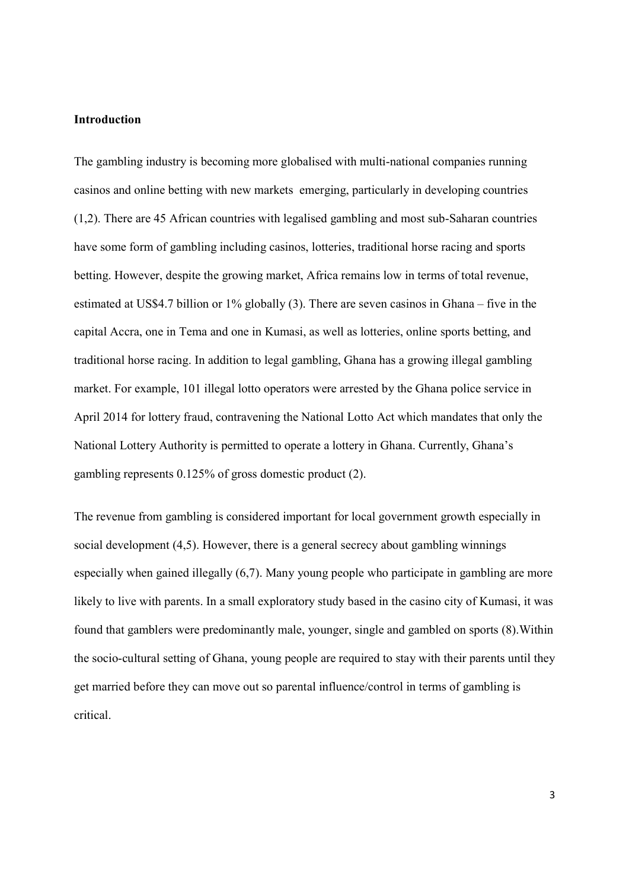## Introduction

The gambling industry is becoming more globalised with multi-national companies running casinos and online betting with new markets emerging, particularly in developing countries (1,2). There are 45 African countries with legalised gambling and most sub-Saharan countries have some form of gambling including casinos, lotteries, traditional horse racing and sports betting. However, despite the growing market, Africa remains low in terms of total revenue, estimated at US$4.7 billion or 1% globally (3). There are seven casinos in Ghana – five in the capital Accra, one in Tema and one in Kumasi, as well as lotteries, online sports betting, and traditional horse racing. In addition to legal gambling, Ghana has a growing illegal gambling market. For example, 101 illegal lotto operators were arrested by the Ghana police service in April 2014 for lottery fraud, contravening the National Lotto Act which mandates that only the National Lottery Authority is permitted to operate a lottery in Ghana. Currently, Ghana's gambling represents 0.125% of gross domestic product (2).

The revenue from gambling is considered important for local government growth especially in social development (4,5). However, there is a general secrecy about gambling winnings especially when gained illegally (6,7). Many young people who participate in gambling are more likely to live with parents. In a small exploratory study based in the casino city of Kumasi, it was found that gamblers were predominantly male, younger, single and gambled on sports (8).Within the socio-cultural setting of Ghana, young people are required to stay with their parents until they get married before they can move out so parental influence/control in terms of gambling is critical.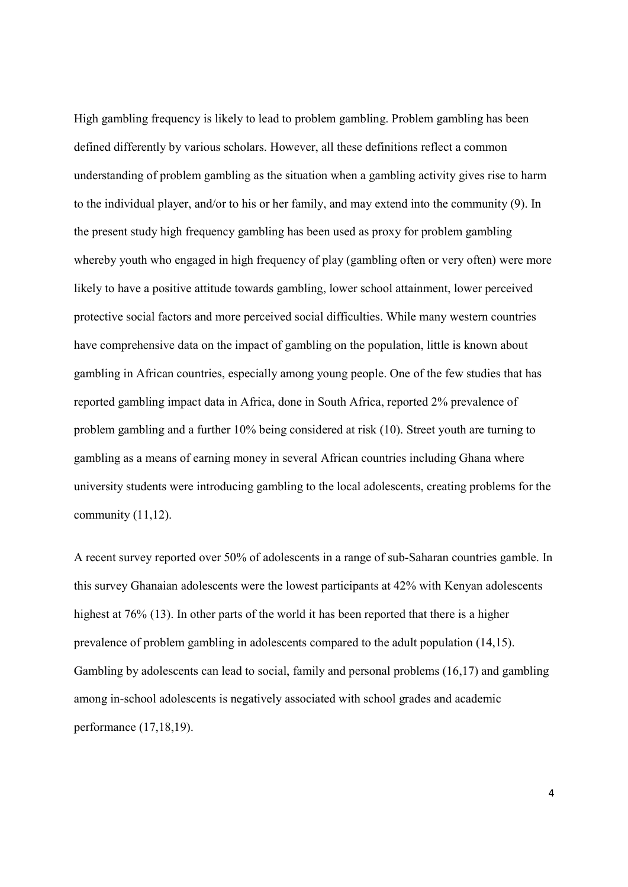High gambling frequency is likely to lead to problem gambling. Problem gambling has been defined differently by various scholars. However, all these definitions reflect a common understanding of problem gambling as the situation when a gambling activity gives rise to harm to the individual player, and/or to his or her family, and may extend into the community (9). In the present study high frequency gambling has been used as proxy for problem gambling whereby youth who engaged in high frequency of play (gambling often or very often) were more likely to have a positive attitude towards gambling, lower school attainment, lower perceived protective social factors and more perceived social difficulties. While many western countries have comprehensive data on the impact of gambling on the population, little is known about gambling in African countries, especially among young people. One of the few studies that has reported gambling impact data in Africa, done in South Africa, reported 2% prevalence of problem gambling and a further 10% being considered at risk (10). Street youth are turning to gambling as a means of earning money in several African countries including Ghana where university students were introducing gambling to the local adolescents, creating problems for the community (11,12).

A recent survey reported over 50% of adolescents in a range of sub-Saharan countries gamble. In this survey Ghanaian adolescents were the lowest participants at 42% with Kenyan adolescents highest at 76% (13). In other parts of the world it has been reported that there is a higher prevalence of problem gambling in adolescents compared to the adult population (14,15). Gambling by adolescents can lead to social, family and personal problems (16,17) and gambling among in-school adolescents is negatively associated with school grades and academic performance (17,18,19).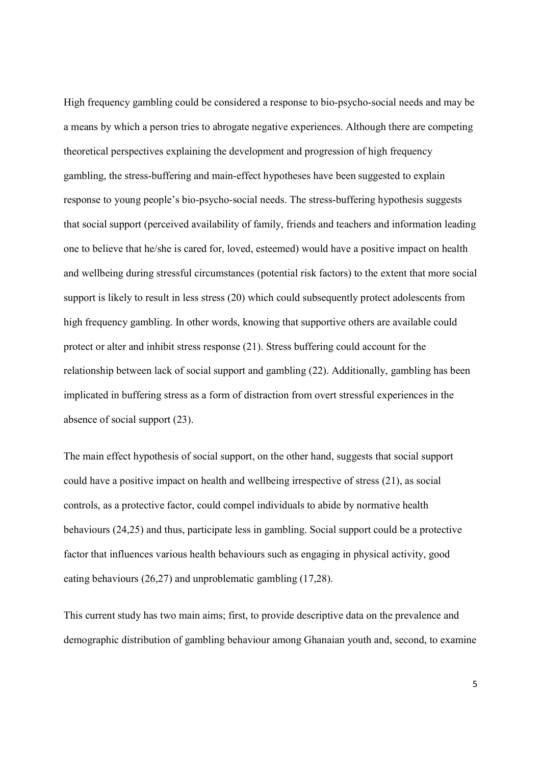High frequency gambling could be considered a response to bio-psycho-social needs and may be a means by which a person tries to abrogate negative experiences. Although there are competing theoretical perspectives explaining the development and progression of high frequency gambling, the stress-buffering and main-effect hypotheses have been suggested to explain response to young people's bio-psycho-social needs. The stress-buffering hypothesis suggests that social support (perceived availability of family, friends and teachers and information leading one to believe that he/she is cared for, loved, esteemed) would have a positive impact on health and wellbeing during stressful circumstances (potential risk factors) to the extent that more social support is likely to result in less stress (20) which could subsequently protect adolescents from high frequency gambling. In other words, knowing that supportive others are available could protect or alter and inhibit stress response (21). Stress buffering could account for the relationship between lack of social support and gambling (22). Additionally, gambling has been implicated in buffering stress as a form of distraction from overt stressful experiences in the absence of social support (23).

The main effect hypothesis of social support, on the other hand, suggests that social support could have a positive impact on health and wellbeing irrespective of stress (21), as social controls, as a protective factor, could compel individuals to abide by normative health behaviours (24,25) and thus, participate less in gambling. Social support could be a protective factor that influences various health behaviours such as engaging in physical activity, good eating behaviours (26,27) and unproblematic gambling (17,28).

This current study has two main aims; first, to provide descriptive data on the prevalence and demographic distribution of gambling behaviour among Ghanaian youth and, second, to examine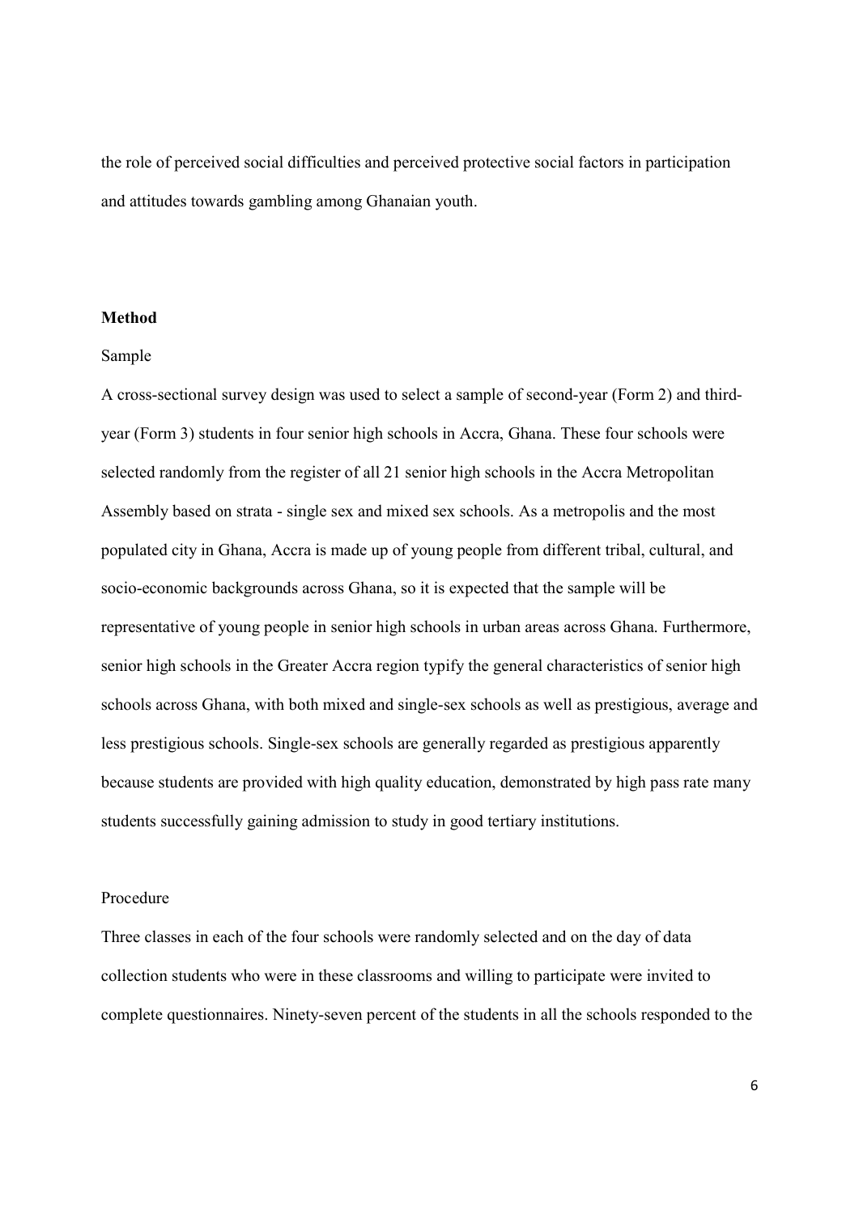the role of perceived social difficulties and perceived protective social factors in participation and attitudes towards gambling among Ghanaian youth.

## Method

### Sample

A cross-sectional survey design was used to select a sample of second-year (Form 2) and third-year (Form 3) students in four senior high schools in Accra, Ghana. These four schools were selected randomly from the register of all 21 senior high schools in the Accra Metropolitan Assembly based on strata - single sex and mixed sex schools. As a metropolis and the most populated city in Ghana, Accra is made up of young people from different tribal, cultural, and socio-economic backgrounds across Ghana, so it is expected that the sample will be representative of young people in senior high schools in urban areas across Ghana. Furthermore, senior high schools in the Greater Accra region typify the general characteristics of senior high schools across Ghana, with both mixed and single-sex schools as well as prestigious, average and less prestigious schools. Single-sex schools are generally regarded as prestigious apparently because students are provided with high quality education, demonstrated by high pass rate many students successfully gaining admission to study in good tertiary institutions.

### Procedure

Three classes in each of the four schools were randomly selected and on the day of data collection students who were in these classrooms and willing to participate were invited to complete questionnaires. Ninety-seven percent of the students in all the schools responded to the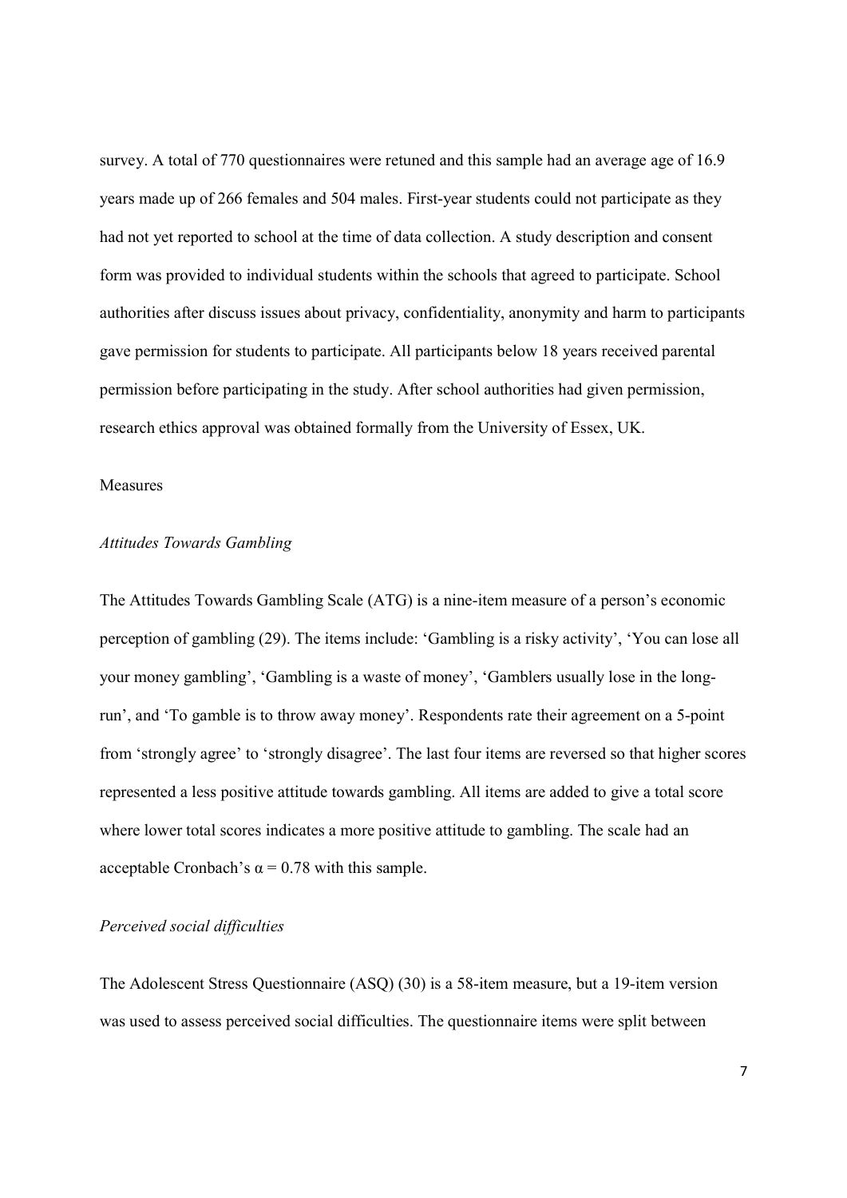survey. A total of 770 questionnaires were retuned and this sample had an average age of 16.9 years made up of 266 females and 504 males. First-year students could not participate as they had not yet reported to school at the time of data collection. A study description and consent form was provided to individual students within the schools that agreed to participate. School authorities after discuss issues about privacy, confidentiality, anonymity and harm to participants gave permission for students to participate. All participants below 18 years received parental permission before participating in the study. After school authorities had given permission, research ethics approval was obtained formally from the University of Essex, UK.

## Measures

### *Attitudes Towards Gambling*

The Attitudes Towards Gambling Scale (ATG) is a nine-item measure of a person's economic perception of gambling (29). The items include: 'Gambling is a risky activity', 'You can lose all your money gambling', 'Gambling is a waste of money', 'Gamblers usually lose in the long-run', and 'To gamble is to throw away money'. Respondents rate their agreement on a 5-point from 'strongly agree' to 'strongly disagree'. The last four items are reversed so that higher scores represented a less positive attitude towards gambling. All items are added to give a total score where lower total scores indicates a more positive attitude to gambling. The scale had an acceptable Cronbach's $\alpha = 0.78$ with this sample.

### *Perceived social difficulties*

The Adolescent Stress Questionnaire (ASQ) (30) is a 58-item measure, but a 19-item version was used to assess perceived social difficulties. The questionnaire items were split between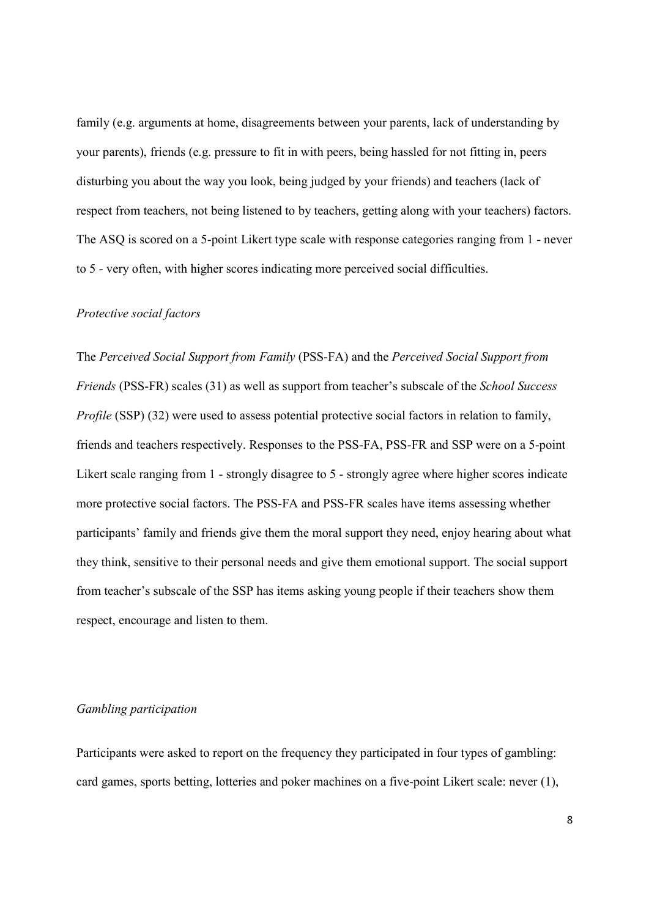family (e.g. arguments at home, disagreements between your parents, lack of understanding by your parents), friends (e.g. pressure to fit in with peers, being hassled for not fitting in, peers disturbing you about the way you look, being judged by your friends) and teachers (lack of respect from teachers, not being listened to by teachers, getting along with your teachers) factors. The ASQ is scored on a 5-point Likert type scale with response categories ranging from 1 - never to 5 - very often, with higher scores indicating more perceived social difficulties.

*Protective social factors*

The *Perceived Social Support from Family* (PSS-FA) and the *Perceived Social Support from Friends* (PSS-FR) scales (31) as well as support from teacher's subscale of the *School Success Profile* (SSP) (32) were used to assess potential protective social factors in relation to family, friends and teachers respectively. Responses to the PSS-FA, PSS-FR and SSP were on a 5-point Likert scale ranging from 1 - strongly disagree to 5 - strongly agree where higher scores indicate more protective social factors. The PSS-FA and PSS-FR scales have items assessing whether participants' family and friends give them the moral support they need, enjoy hearing about what they think, sensitive to their personal needs and give them emotional support. The social support from teacher's subscale of the SSP has items asking young people if their teachers show them respect, encourage and listen to them.

*Gambling participation*

Participants were asked to report on the frequency they participated in four types of gambling: card games, sports betting, lotteries and poker machines on a five-point Likert scale: never (1),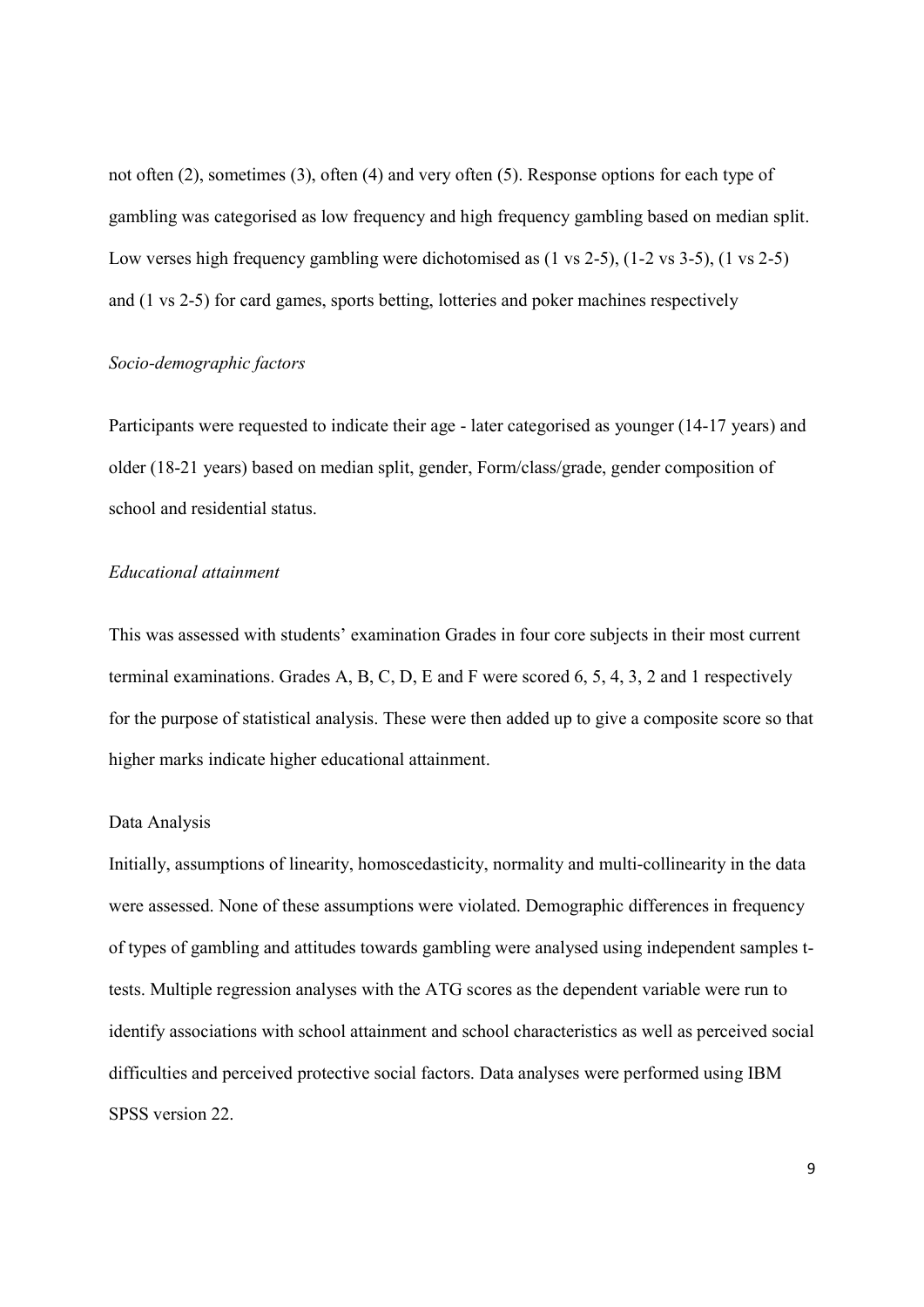not often (2), sometimes (3), often (4) and very often (5). Response options for each type of gambling was categorised as low frequency and high frequency gambling based on median split. Low verses high frequency gambling were dichotomised as (1 vs 2-5), (1-2 vs 3-5), (1 vs 2-5) and (1 vs 2-5) for card games, sports betting, lotteries and poker machines respectively

*Socio-demographic factors*

Participants were requested to indicate their age - later categorised as younger (14-17 years) and older (18-21 years) based on median split, gender, Form/class/grade, gender composition of school and residential status.

*Educational attainment*

This was assessed with students' examination Grades in four core subjects in their most current terminal examinations. Grades A, B, C, D, E and F were scored 6, 5, 4, 3, 2 and 1 respectively for the purpose of statistical analysis. These were then added up to give a composite score so that higher marks indicate higher educational attainment.

Data Analysis

Initially, assumptions of linearity, homoscedasticity, normality and multi-collinearity in the data were assessed. None of these assumptions were violated. Demographic differences in frequency of types of gambling and attitudes towards gambling were analysed using independent samples t-tests. Multiple regression analyses with the ATG scores as the dependent variable were run to identify associations with school attainment and school characteristics as well as perceived social difficulties and perceived protective social factors. Data analyses were performed using IBM SPSS version 22.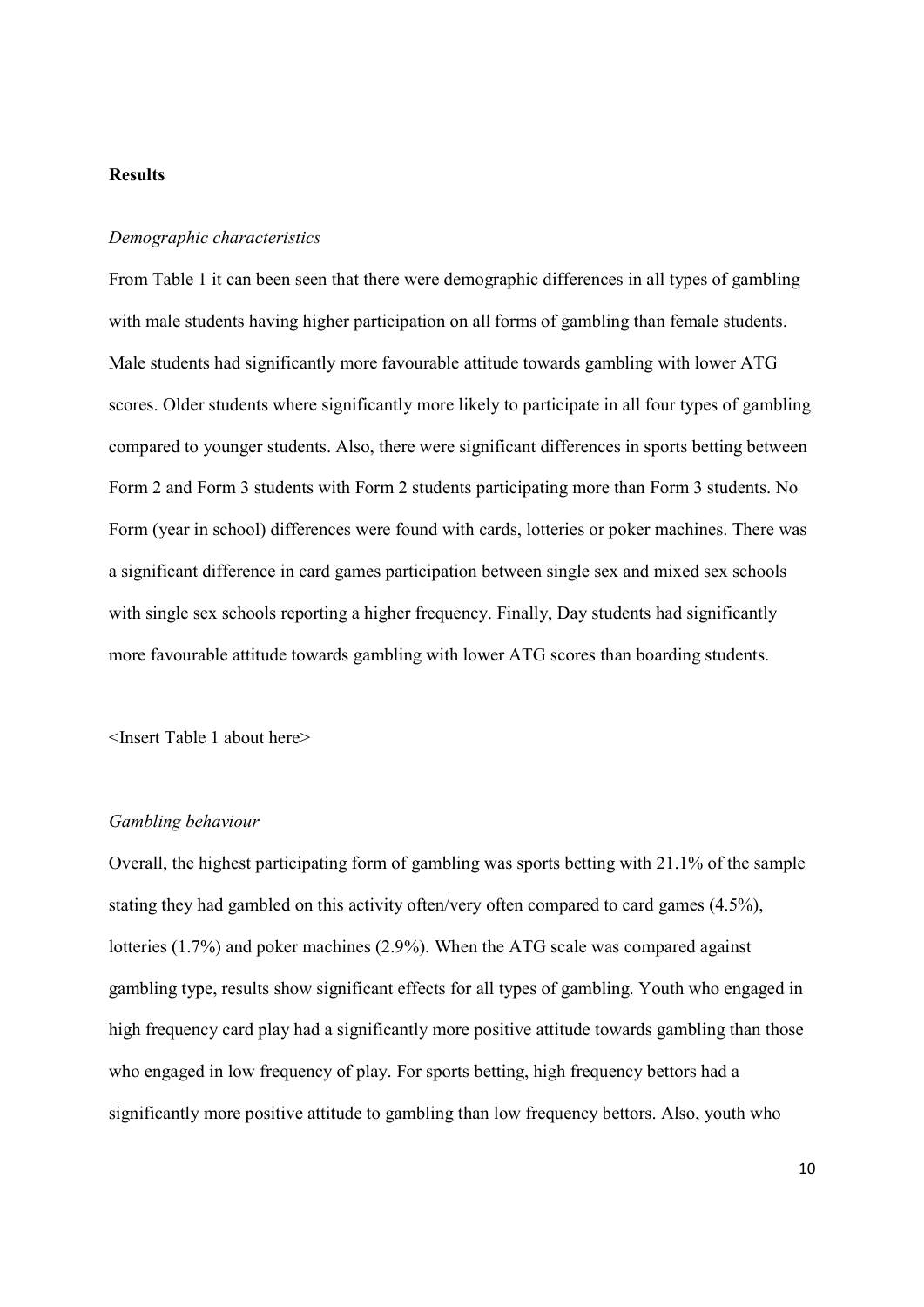**Results**

*Demographic characteristics*

From Table 1 it can been seen that there were demographic differences in all types of gambling with male students having higher participation on all forms of gambling than female students. Male students had significantly more favourable attitude towards gambling with lower ATG scores. Older students where significantly more likely to participate in all four types of gambling compared to younger students. Also, there were significant differences in sports betting between Form 2 and Form 3 students with Form 2 students participating more than Form 3 students. No Form (year in school) differences were found with cards, lotteries or poker machines. There was a significant difference in card games participation between single sex and mixed sex schools with single sex schools reporting a higher frequency. Finally, Day students had significantly more favourable attitude towards gambling with lower ATG scores than boarding students.

<Insert Table 1 about here>

*Gambling behaviour*

Overall, the highest participating form of gambling was sports betting with 21.1% of the sample stating they had gambled on this activity often/very often compared to card games (4.5%), lotteries (1.7%) and poker machines (2.9%). When the ATG scale was compared against gambling type, results show significant effects for all types of gambling. Youth who engaged in high frequency card play had a significantly more positive attitude towards gambling than those who engaged in low frequency of play. For sports betting, high frequency bettors had a significantly more positive attitude to gambling than low frequency bettors. Also, youth who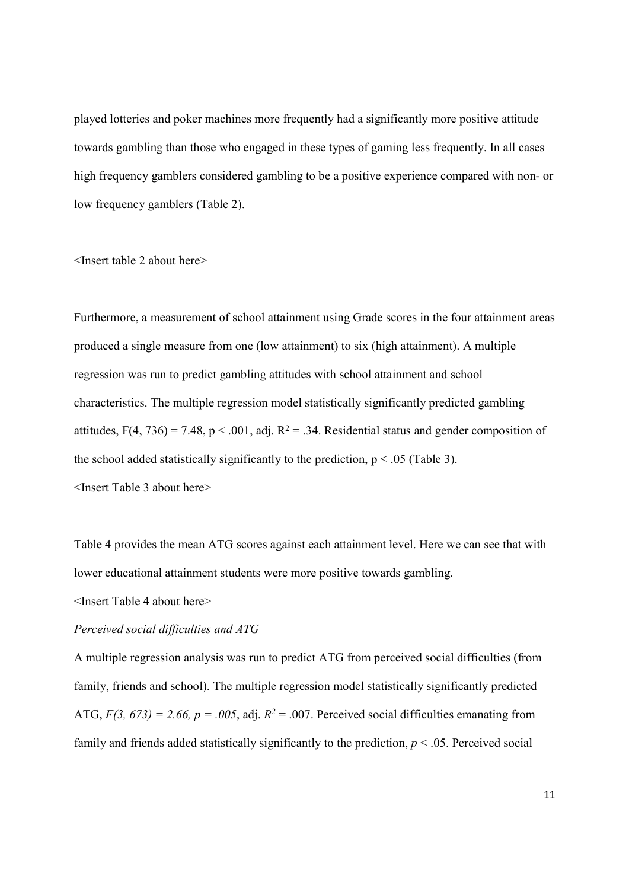played lotteries and poker machines more frequently had a significantly more positive attitude towards gambling than those who engaged in these types of gaming less frequently. In all cases high frequency gamblers considered gambling to be a positive experience compared with non- or low frequency gamblers (Table 2).

<Insert table 2 about here>

Furthermore, a measurement of school attainment using Grade scores in the four attainment areas produced a single measure from one (low attainment) to six (high attainment). A multiple regression was run to predict gambling attitudes with school attainment and school characteristics. The multiple regression model statistically significantly predicted gambling attitudes, $F(4, 736) = 7.48$, $p < .001$, adj. $R^2 = .34$. Residential status and gender composition of the school added statistically significantly to the prediction, $p < .05$ (Table 3).

<Insert Table 3 about here>

Table 4 provides the mean ATG scores against each attainment level. Here we can see that with lower educational attainment students were more positive towards gambling.

<Insert Table 4 about here>

*Perceived social difficulties and ATG*

A multiple regression analysis was run to predict ATG from perceived social difficulties (from family, friends and school). The multiple regression model statistically significantly predicted ATG, $F(3, 673) = 2.66$, $p = .005$, adj. $R^2 = .007$. Perceived social difficulties emanating from family and friends added statistically significantly to the prediction, $p < .05$. Perceived social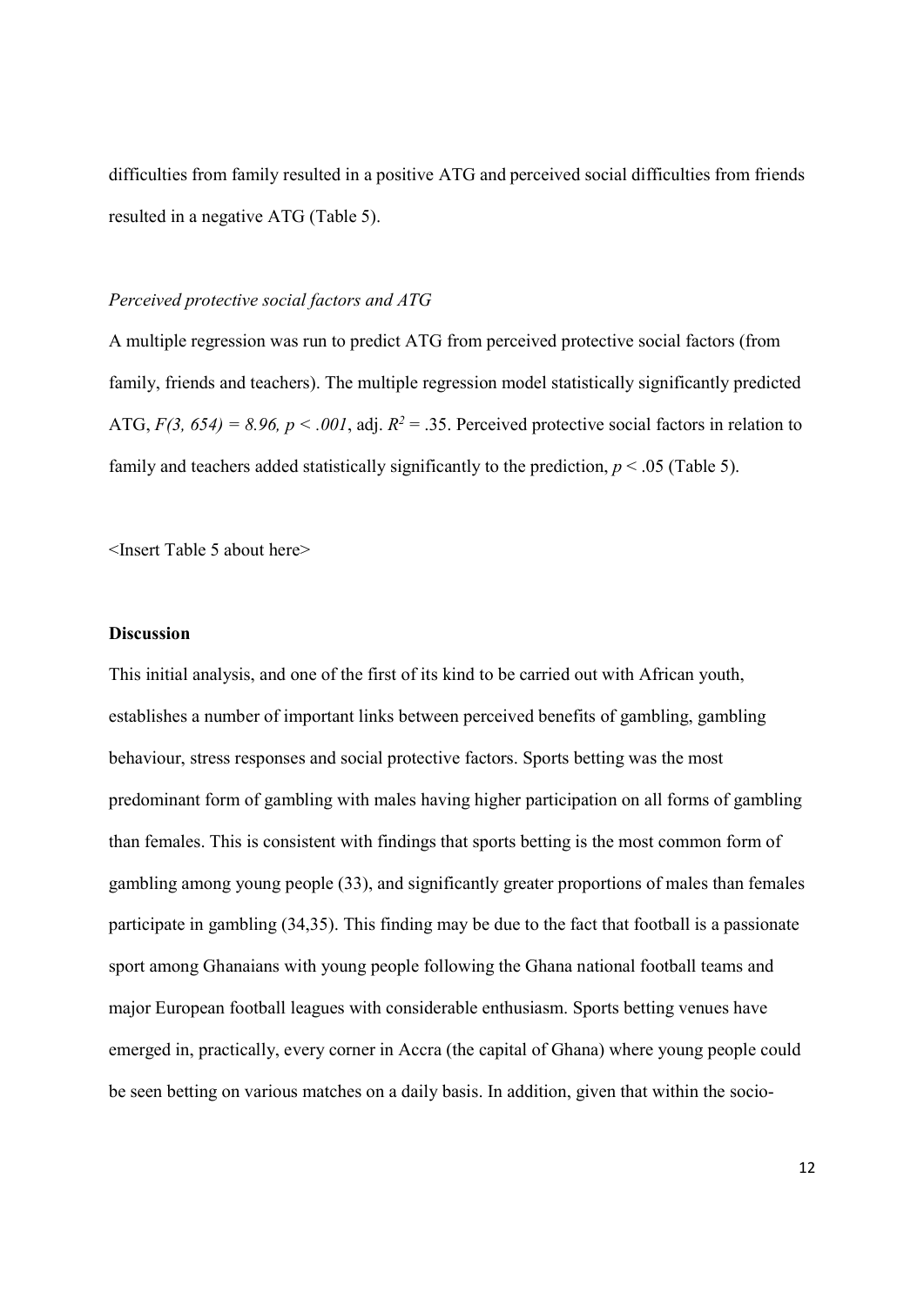difficulties from family resulted in a positive ATG and perceived social difficulties from friends resulted in a negative ATG (Table 5).

*Perceived protective social factors and ATG*

A multiple regression was run to predict ATG from perceived protective social factors (from family, friends and teachers). The multiple regression model statistically significantly predicted ATG, $F(3, 654) = 8.96, p < .001$, adj. $R^2 = .35$. Perceived protective social factors in relation to family and teachers added statistically significantly to the prediction, $p < .05$ (Table 5).

<Insert Table 5 about here>

**Discussion**

This initial analysis, and one of the first of its kind to be carried out with African youth, establishes a number of important links between perceived benefits of gambling, gambling behaviour, stress responses and social protective factors. Sports betting was the most predominant form of gambling with males having higher participation on all forms of gambling than females. This is consistent with findings that sports betting is the most common form of gambling among young people (33), and significantly greater proportions of males than females participate in gambling (34,35). This finding may be due to the fact that football is a passionate sport among Ghanaians with young people following the Ghana national football teams and major European football leagues with considerable enthusiasm. Sports betting venues have emerged in, practically, every corner in Accra (the capital of Ghana) where young people could be seen betting on various matches on a daily basis. In addition, given that within the socio-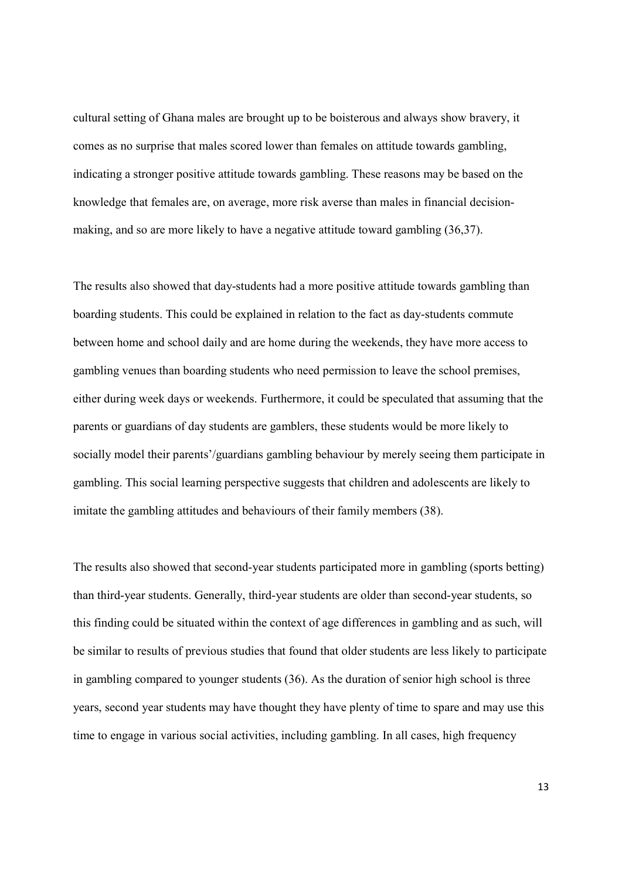cultural setting of Ghana males are brought up to be boisterous and always show bravery, it comes as no surprise that males scored lower than females on attitude towards gambling, indicating a stronger positive attitude towards gambling. These reasons may be based on the knowledge that females are, on average, more risk averse than males in financial decision-making, and so are more likely to have a negative attitude toward gambling (36,37).

The results also showed that day-students had a more positive attitude towards gambling than boarding students. This could be explained in relation to the fact as day-students commute between home and school daily and are home during the weekends, they have more access to gambling venues than boarding students who need permission to leave the school premises, either during week days or weekends. Furthermore, it could be speculated that assuming that the parents or guardians of day students are gamblers, these students would be more likely to socially model their parents'/guardians gambling behaviour by merely seeing them participate in gambling. This social learning perspective suggests that children and adolescents are likely to imitate the gambling attitudes and behaviours of their family members (38).

The results also showed that second-year students participated more in gambling (sports betting) than third-year students. Generally, third-year students are older than second-year students, so this finding could be situated within the context of age differences in gambling and as such, will be similar to results of previous studies that found that older students are less likely to participate in gambling compared to younger students (36). As the duration of senior high school is three years, second year students may have thought they have plenty of time to spare and may use this time to engage in various social activities, including gambling. In all cases, high frequency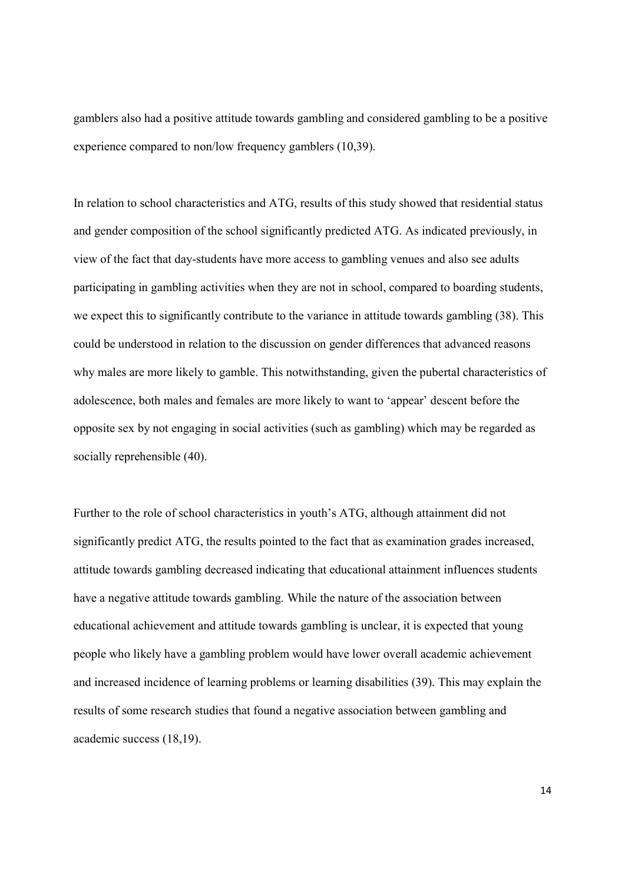gamblers also had a positive attitude towards gambling and considered gambling to be a positive experience compared to non/low frequency gamblers (10,39).

In relation to school characteristics and ATG, results of this study showed that residential status and gender composition of the school significantly predicted ATG. As indicated previously, in view of the fact that day-students have more access to gambling venues and also see adults participating in gambling activities when they are not in school, compared to boarding students, we expect this to significantly contribute to the variance in attitude towards gambling (38). This could be understood in relation to the discussion on gender differences that advanced reasons why males are more likely to gamble. This notwithstanding, given the pubertal characteristics of adolescence, both males and females are more likely to want to 'appear' descent before the opposite sex by not engaging in social activities (such as gambling) which may be regarded as socially reprehensible (40).

Further to the role of school characteristics in youth's ATG, although attainment did not significantly predict ATG, the results pointed to the fact that as examination grades increased, attitude towards gambling decreased indicating that educational attainment influences students have a negative attitude towards gambling. While the nature of the association between educational achievement and attitude towards gambling is unclear, it is expected that young people who likely have a gambling problem would have lower overall academic achievement and increased incidence of learning problems or learning disabilities (39). This may explain the results of some research studies that found a negative association between gambling and academic success (18,19).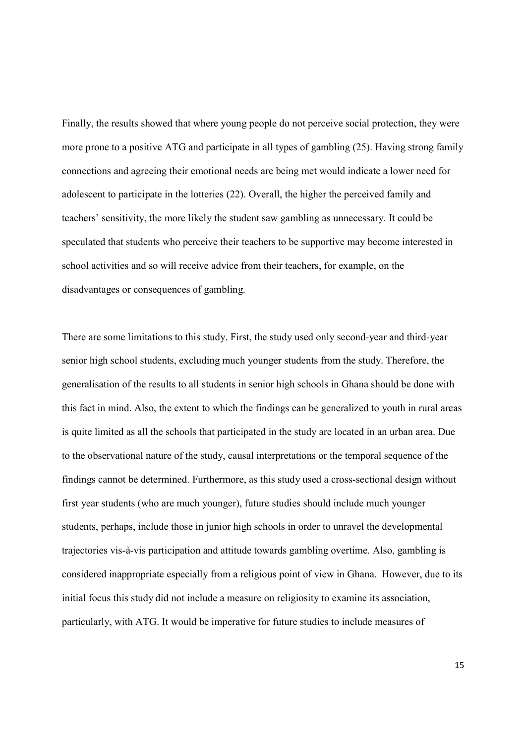Finally, the results showed that where young people do not perceive social protection, they were more prone to a positive ATG and participate in all types of gambling (25). Having strong family connections and agreeing their emotional needs are being met would indicate a lower need for adolescent to participate in the lotteries (22). Overall, the higher the perceived family and teachers' sensitivity, the more likely the student saw gambling as unnecessary. It could be speculated that students who perceive their teachers to be supportive may become interested in school activities and so will receive advice from their teachers, for example, on the disadvantages or consequences of gambling.

There are some limitations to this study. First, the study used only second-year and third-year senior high school students, excluding much younger students from the study. Therefore, the generalisation of the results to all students in senior high schools in Ghana should be done with this fact in mind. Also, the extent to which the findings can be generalized to youth in rural areas is quite limited as all the schools that participated in the study are located in an urban area. Due to the observational nature of the study, causal interpretations or the temporal sequence of the findings cannot be determined. Furthermore, as this study used a cross-sectional design without first year students (who are much younger), future studies should include much younger students, perhaps, include those in junior high schools in order to unravel the developmental trajectories vis-à-vis participation and attitude towards gambling overtime. Also, gambling is considered inappropriate especially from a religious point of view in Ghana. However, due to its initial focus this study did not include a measure on religiosity to examine its association, particularly, with ATG. It would be imperative for future studies to include measures of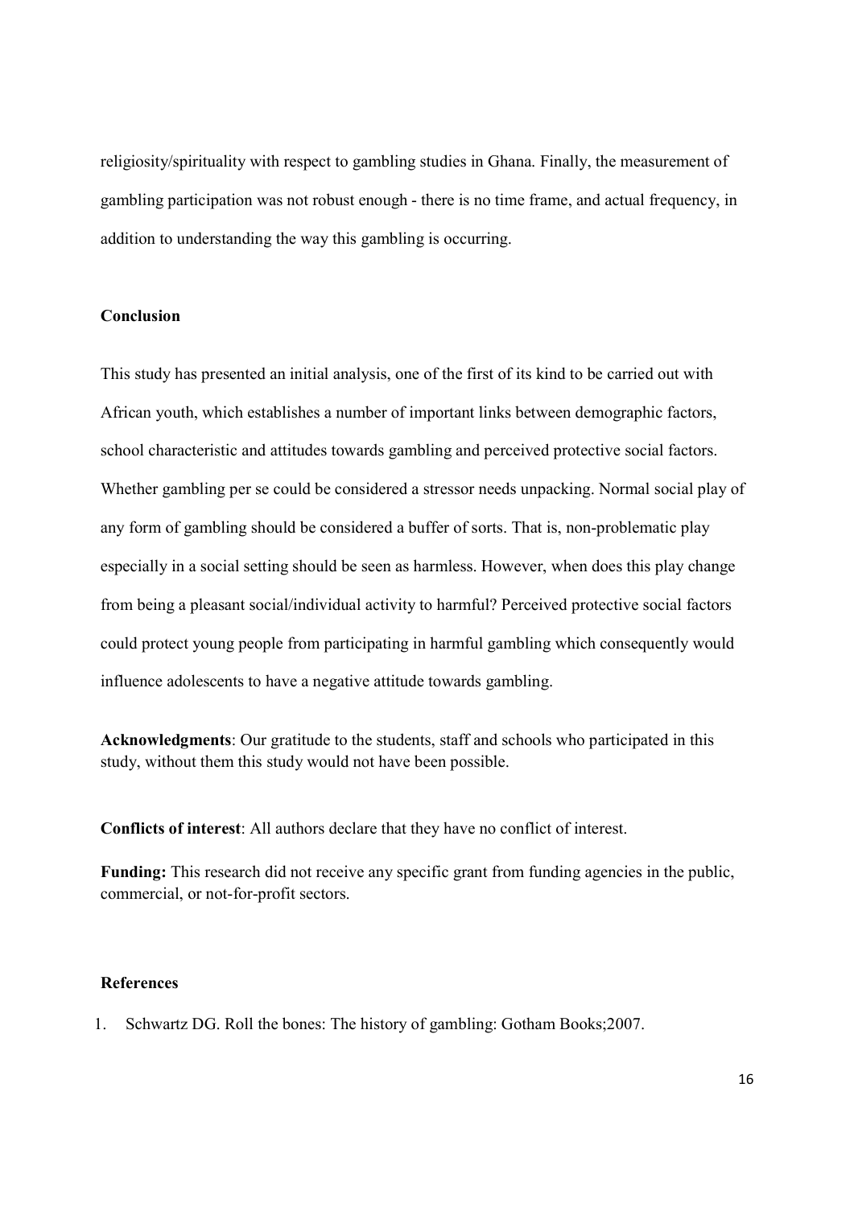religiosity/spirituality with respect to gambling studies in Ghana. Finally, the measurement of gambling participation was not robust enough - there is no time frame, and actual frequency, in addition to understanding the way this gambling is occurring.

## Conclusion

This study has presented an initial analysis, one of the first of its kind to be carried out with African youth, which establishes a number of important links between demographic factors, school characteristic and attitudes towards gambling and perceived protective social factors. Whether gambling per se could be considered a stressor needs unpacking. Normal social play of any form of gambling should be considered a buffer of sorts. That is, non-problematic play especially in a social setting should be seen as harmless. However, when does this play change from being a pleasant social/individual activity to harmful? Perceived protective social factors could protect young people from participating in harmful gambling which consequently would influence adolescents to have a negative attitude towards gambling.

**Acknowledgments**: Our gratitude to the students, staff and schools who participated in this study, without them this study would not have been possible.

**Conflicts of interest**: All authors declare that they have no conflict of interest.

**Funding:** This research did not receive any specific grant from funding agencies in the public, commercial, or not-for-profit sectors.

## References

1. Schwartz DG. Roll the bones: The history of gambling: Gotham Books;2007.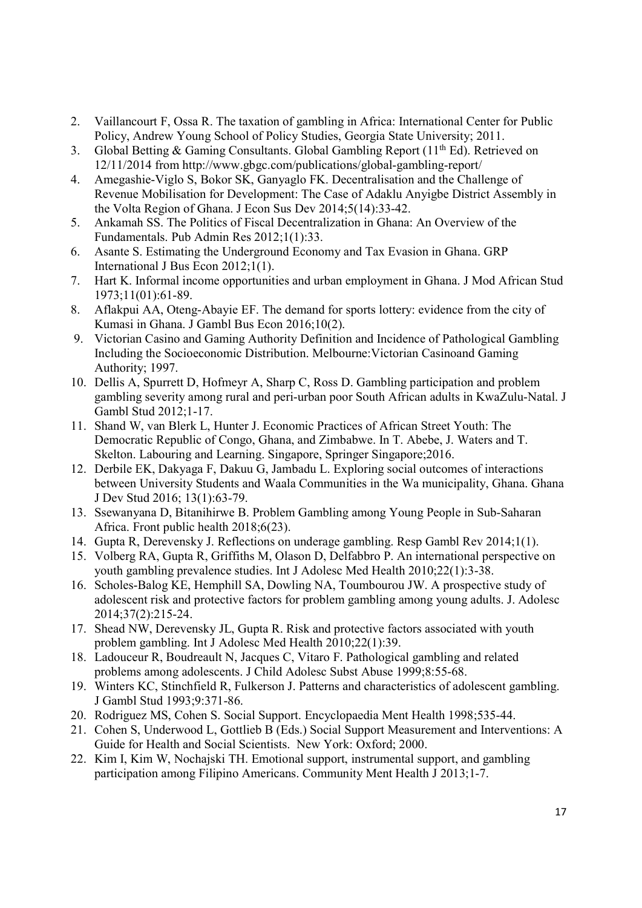2. Vaillancourt F, Ossa R. The taxation of gambling in Africa: International Center for Public Policy, Andrew Young School of Policy Studies, Georgia State University; 2011.
3. Global Betting & Gaming Consultants. Global Gambling Report (11th Ed). Retrieved on 12/11/2014 from http://www.gbgc.com/publications/global-gambling-report/
4. Amegashie-Viglo S, Bokor SK, Ganyaglo FK. Decentralisation and the Challenge of Revenue Mobilisation for Development: The Case of Adaklu Anyigbe District Assembly in the Volta Region of Ghana. J Econ Sus Dev 2014;5(14):33-42.
5. Ankamah SS. The Politics of Fiscal Decentralization in Ghana: An Overview of the Fundamentals. Pub Admin Res 2012;1(1):33.
6. Asante S. Estimating the Underground Economy and Tax Evasion in Ghana. GRP International J Bus Econ 2012;1(1).
7. Hart K. Informal income opportunities and urban employment in Ghana. J Mod African Stud 1973;11(01):61-89.
8. Aflakpui AA, Oteng-Abayie EF. The demand for sports lottery: evidence from the city of Kumasi in Ghana. J Gambl Bus Econ 2016;10(2).
9. Victorian Casino and Gaming Authority Definition and Incidence of Pathological Gambling Including the Socioeconomic Distribution. Melbourne:Victorian Casinoand Gaming Authority; 1997.
10. Dellis A, Spurrett D, Hofmeyr A, Sharp C, Ross D. Gambling participation and problem gambling severity among rural and peri-urban poor South African adults in KwaZulu-Natal. J Gambl Stud 2012;1-17.
11. Shand W, van Blerk L, Hunter J. Economic Practices of African Street Youth: The Democratic Republic of Congo, Ghana, and Zimbabwe. In T. Abebe, J. Waters and T. Skelton. Labouring and Learning. Singapore, Springer Singapore;2016.
12. Derbile EK, Dakyaga F, Dakuu G, Jambadu L. Exploring social outcomes of interactions between University Students and Waala Communities in the Wa municipality, Ghana. Ghana J Dev Stud 2016; 13(1):63-79.
13. Ssewanyana D, Bitanihirwe B. Problem Gambling among Young People in Sub-Saharan Africa. Front public health 2018;6(23).
14. Gupta R, Derevensky J. Reflections on underage gambling. Resp Gambl Rev 2014;1(1).
15. Volberg RA, Gupta R, Griffiths M, Olason D, Delfabbro P. An international perspective on youth gambling prevalence studies. Int J Adolesc Med Health 2010;22(1):3-38.
16. Scholes-Balog KE, Hemphill SA, Dowling NA, Toumbourou JW. A prospective study of adolescent risk and protective factors for problem gambling among young adults. J. Adolesc 2014;37(2):215-24.
17. Shead NW, Derevensky JL, Gupta R. Risk and protective factors associated with youth problem gambling. Int J Adolesc Med Health 2010;22(1):39.
18. Ladouceur R, Boudreault N, Jacques C, Vitaro F. Pathological gambling and related problems among adolescents. J Child Adolesc Subst Abuse 1999;8:55-68.
19. Winters KC, Stinchfield R, Fulkerson J. Patterns and characteristics of adolescent gambling. J Gambl Stud 1993;9:371-86.
20. Rodriguez MS, Cohen S. Social Support. Encyclopaedia Ment Health 1998;535-44.
21. Cohen S, Underwood L, Gottlieb B (Eds.) Social Support Measurement and Interventions: A Guide for Health and Social Scientists. New York: Oxford; 2000.
22. Kim I, Kim W, Nochajski TH. Emotional support, instrumental support, and gambling participation among Filipino Americans. Community Ment Health J 2013;1-7.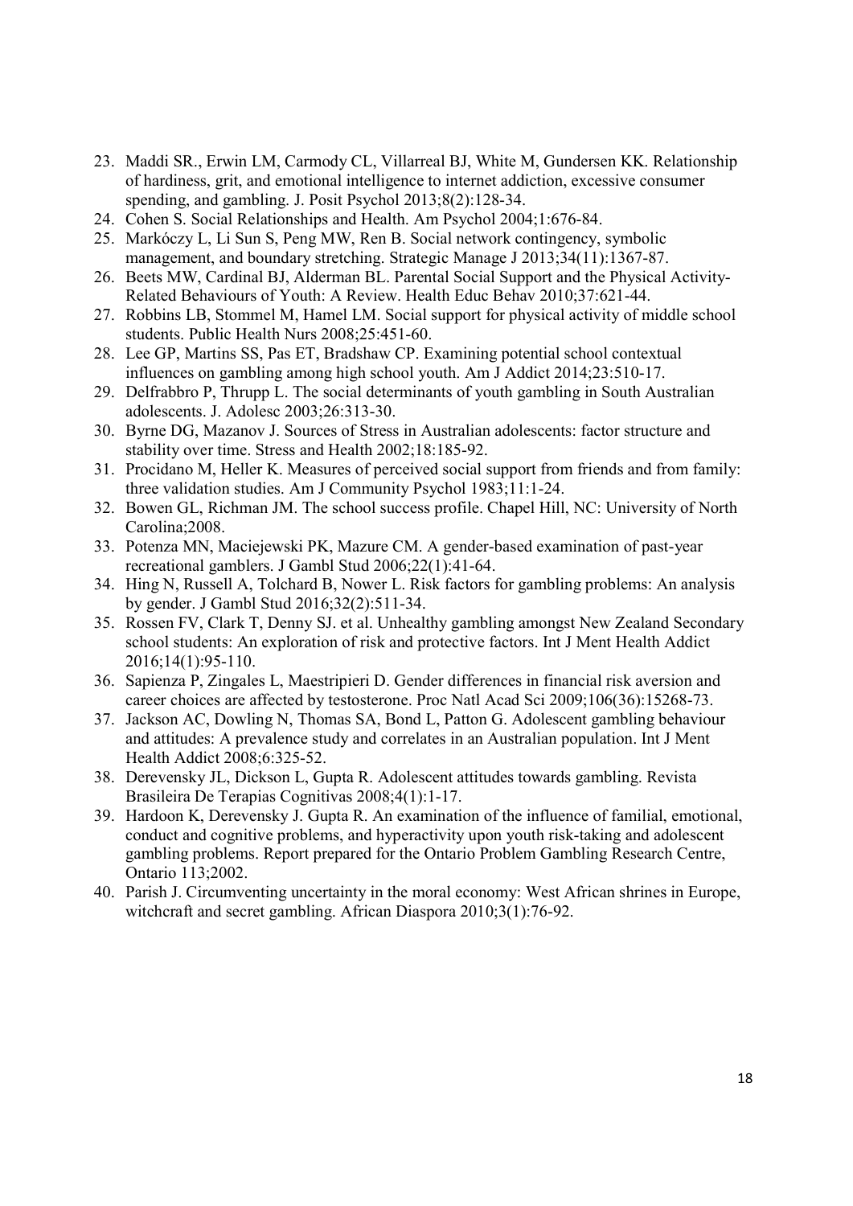23. Maddi SR., Erwin LM, Carmody CL, Villarreal BJ, White M, Gundersen KK. Relationship of hardiness, grit, and emotional intelligence to internet addiction, excessive consumer spending, and gambling. J. Posit Psychol 2013;8(2):128-34.
24. Cohen S. Social Relationships and Health. Am Psychol 2004;1:676-84.
25. Markóczy L, Li Sun S, Peng MW, Ren B. Social network contingency, symbolic management, and boundary stretching. Strategic Manage J 2013;34(11):1367-87.
26. Beets MW, Cardinal BJ, Alderman BL. Parental Social Support and the Physical Activity-Related Behaviours of Youth: A Review. Health Educ Behav 2010;37:621-44.
27. Robbins LB, Stommel M, Hamel LM. Social support for physical activity of middle school students. Public Health Nurs 2008;25:451-60.
28. Lee GP, Martins SS, Pas ET, Bradshaw CP. Examining potential school contextual influences on gambling among high school youth. Am J Addict 2014;23:510-17.
29. Delfrabbro P, Thrupp L. The social determinants of youth gambling in South Australian adolescents. J. Adolesc 2003;26:313-30.
30. Byrne DG, Mazanov J. Sources of Stress in Australian adolescents: factor structure and stability over time. Stress and Health 2002;18:185-92.
31. Procidano M, Heller K. Measures of perceived social support from friends and from family: three validation studies. Am J Community Psychol 1983;11:1-24.
32. Bowen GL, Richman JM. The school success profile. Chapel Hill, NC: University of North Carolina;2008.
33. Potenza MN, Maciejewski PK, Mazure CM. A gender-based examination of past-year recreational gamblers. J Gambl Stud 2006;22(1):41-64.
34. Hing N, Russell A, Tolchard B, Nower L. Risk factors for gambling problems: An analysis by gender. J Gambl Stud 2016;32(2):511-34.
35. Rossen FV, Clark T, Denny SJ. et al. Unhealthy gambling amongst New Zealand Secondary school students: An exploration of risk and protective factors. Int J Ment Health Addict 2016;14(1):95-110.
36. Sapienza P, Zingales L, Maestripieri D. Gender differences in financial risk aversion and career choices are affected by testosterone. Proc Natl Acad Sci 2009;106(36):15268-73.
37. Jackson AC, Dowling N, Thomas SA, Bond L, Patton G. Adolescent gambling behaviour and attitudes: A prevalence study and correlates in an Australian population. Int J Ment Health Addict 2008;6:325-52.
38. Derevensky JL, Dickson L, Gupta R. Adolescent attitudes towards gambling. Revista Brasileira De Terapias Cognitivas 2008;4(1):1-17.
39. Hardoon K, Derevensky J. Gupta R. An examination of the influence of familial, emotional, conduct and cognitive problems, and hyperactivity upon youth risk-taking and adolescent gambling problems. Report prepared for the Ontario Problem Gambling Research Centre, Ontario 113;2002.
40. Parish J. Circumventing uncertainty in the moral economy: West African shrines in Europe, witchcraft and secret gambling. African Diaspora 2010;3(1):76-92.